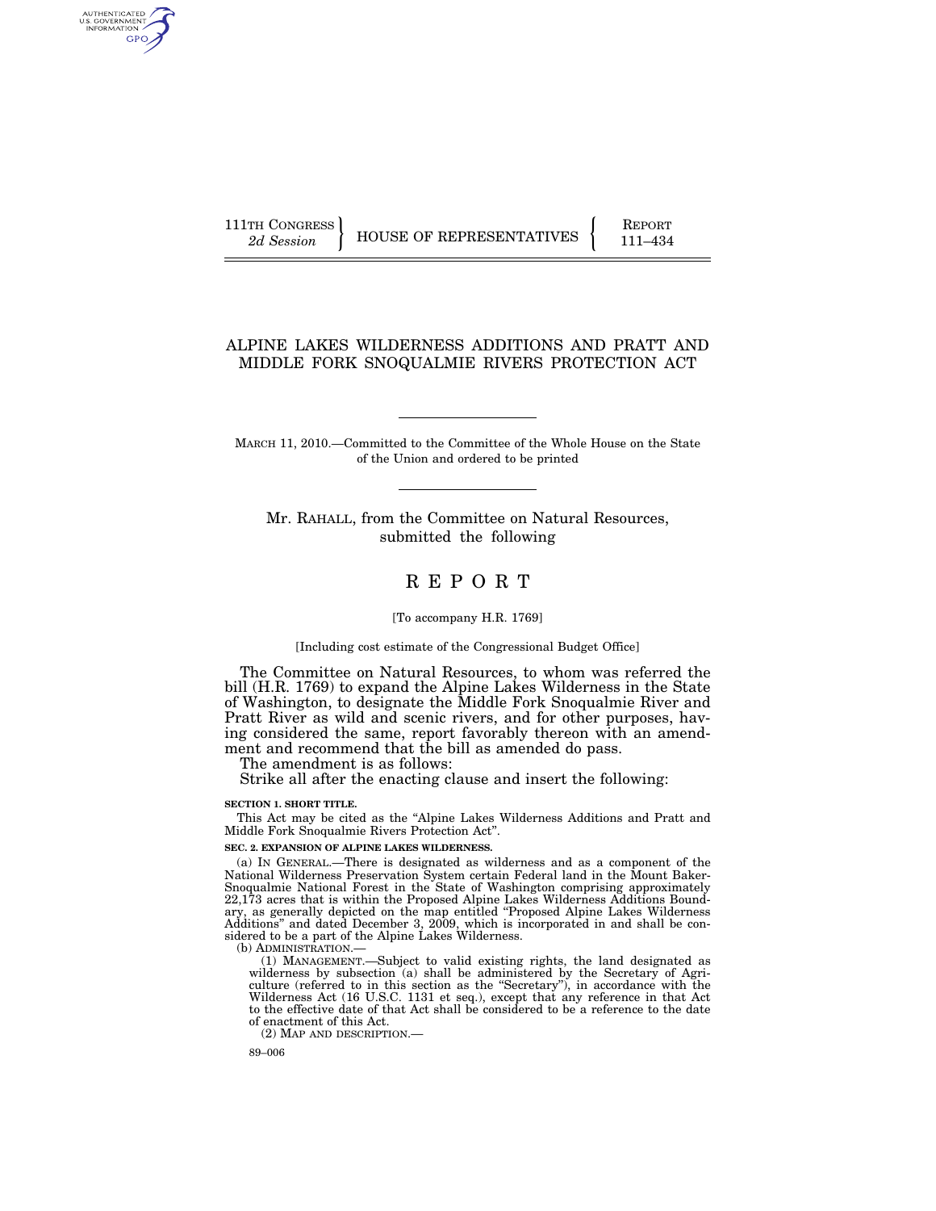111TH CONGRESS
*2d Session*

HOUSE OF REPRESENTATIVES

REPORT
111–434

# ALPINE LAKES WILDERNESS ADDITIONS AND PRATT AND MIDDLE FORK SNOQUALMIE RIVERS PROTECTION ACT

MARCH 11, 2010.—Committed to the Committee of the Whole House on the State of the Union and ordered to be printed

Mr. RAHALL, from the Committee on Natural Resources, submitted the following

# R E P O R T

[To accompany H.R. 1769]

[Including cost estimate of the Congressional Budget Office]

The Committee on Natural Resources, to whom was referred the bill (H.R. 1769) to expand the Alpine Lakes Wilderness in the State of Washington, to designate the Middle Fork Snoqualmie River and Pratt River as wild and scenic rivers, and for other purposes, having considered the same, report favorably thereon with an amendment and recommend that the bill as amended do pass.

The amendment is as follows:

Strike all after the enacting clause and insert the following:

**SECTION 1. SHORT TITLE.**

This Act may be cited as the "Alpine Lakes Wilderness Additions and Pratt and Middle Fork Snoqualmie Rivers Protection Act".

**SEC. 2. EXPANSION OF ALPINE LAKES WILDERNESS.**

(a) IN GENERAL.—There is designated as wilderness and as a component of the National Wilderness Preservation System certain Federal land in the Mount Baker-Snoqualmie National Forest in the State of Washington comprising approximately 22,173 acres that is within the Proposed Alpine Lakes Wilderness Additions Boundary, as generally depicted on the map entitled "Proposed Alpine Lakes Wilderness Additions" and dated December 3, 2009, which is incorporated in and shall be considered to be a part of the Alpine Lakes Wilderness.

(b) ADMINISTRATION.—

(1) MANAGEMENT.—Subject to valid existing rights, the land designated as wilderness by subsection (a) shall be administered by the Secretary of Agriculture (referred to in this section as the "Secretary"), in accordance with the Wilderness Act (16 U.S.C. 1131 et seq.), except that any reference in that Act to the effective date of that Act shall be considered to be a reference to the date of enactment of this Act.

(2) MAP AND DESCRIPTION.—

89–006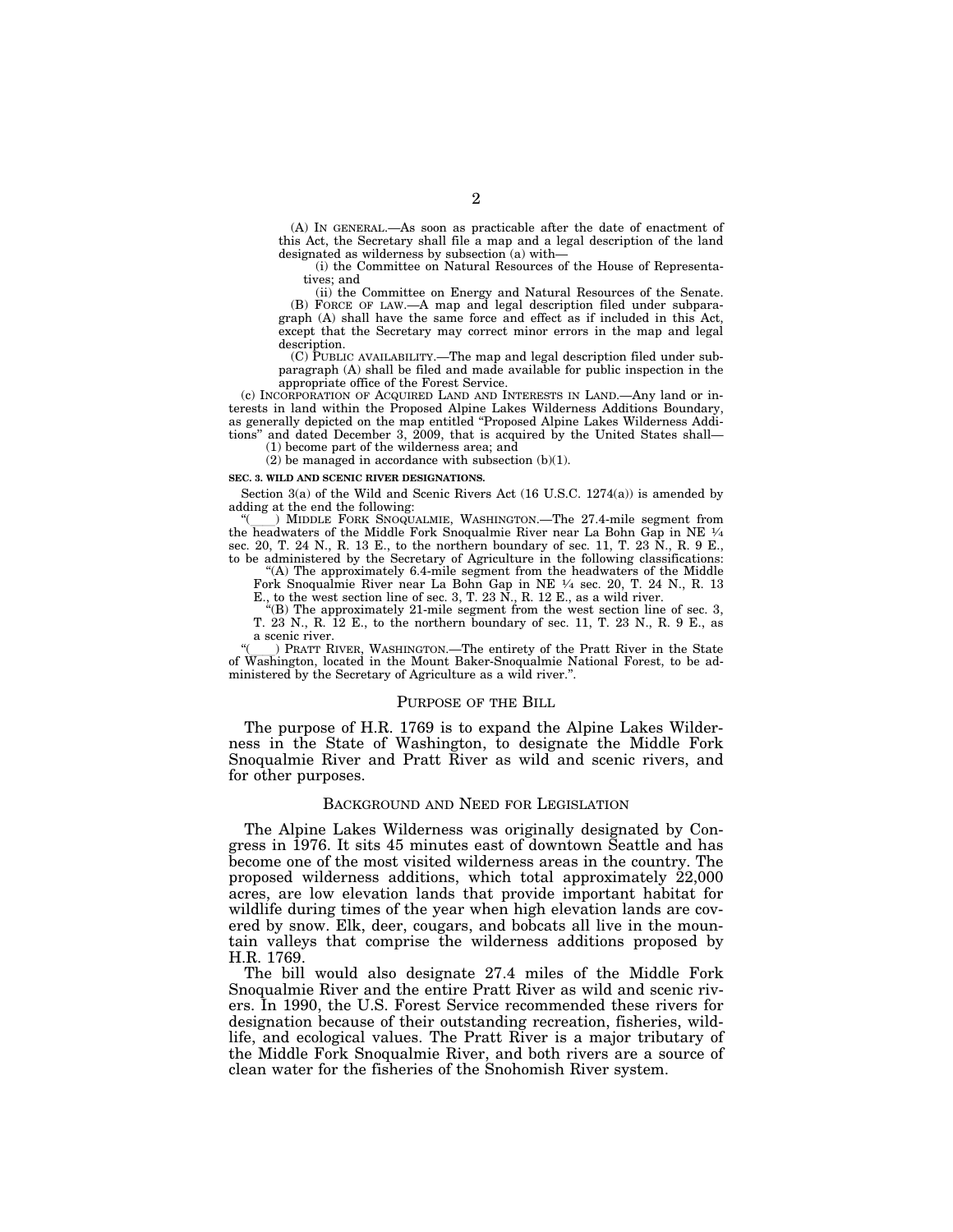(A) IN GENERAL.—As soon as practicable after the date of enactment of this Act, the Secretary shall file a map and a legal description of the land designated as wilderness by subsection (a) with—

(i) the Committee on Natural Resources of the House of Representatives; and

(ii) the Committee on Energy and Natural Resources of the Senate.

(B) FORCE OF LAW.—A map and legal description filed under subparagraph (A) shall have the same force and effect as if included in this Act, except that the Secretary may correct minor errors in the map and legal description.

(C) PUBLIC AVAILABILITY.—The map and legal description filed under subparagraph (A) shall be filed and made available for public inspection in the appropriate office of the Forest Service.

(c) INCORPORATION OF ACQUIRED LAND AND INTERESTS IN LAND.—Any land or interests in land within the Proposed Alpine Lakes Wilderness Additions Boundary, as generally depicted on the map entitled "Proposed Alpine Lakes Wilderness Additions" and dated December 3, 2009, that is acquired by the United States shall—

(1) become part of the wilderness area; and

(2) be managed in accordance with subsection (b)(1).

**SEC. 3. WILD AND SCENIC RIVER DESIGNATIONS.**

Section 3(a) of the Wild and Scenic Rivers Act (16 U.S.C. 1274(a)) is amended by adding at the end the following:

"(____) MIDDLE FORK SNOQUALMIE, WASHINGTON.—The 27.4-mile segment from the headwaters of the Middle Fork Snoqualmie River near La Bohn Gap in NE ¼ sec. 20, T. 24 N., R. 13 E., to the northern boundary of sec. 11, T. 23 N., R. 9 E., to be administered by the Secretary of Agriculture in the following classifications:

"(A) The approximately 6.4-mile segment from the headwaters of the Middle Fork Snoqualmie River near La Bohn Gap in NE ¼ sec. 20, T. 24 N., R. 13 E., to the west section line of sec. 3, T. 23 N., R. 12 E., as a wild river.

"(B) The approximately 21-mile segment from the west section line of sec. 3, T. 23 N., R. 12 E., to the northern boundary of sec. 11, T. 23 N., R. 9 E., as a scenic river.

"(____) PRATT RIVER, WASHINGTON.—The entirety of the Pratt River in the State of Washington, located in the Mount Baker-Snoqualmie National Forest, to be administered by the Secretary of Agriculture as a wild river.".

## PURPOSE OF THE BILL

The purpose of H.R. 1769 is to expand the Alpine Lakes Wilderness in the State of Washington, to designate the Middle Fork Snoqualmie River and Pratt River as wild and scenic rivers, and for other purposes.

## BACKGROUND AND NEED FOR LEGISLATION

The Alpine Lakes Wilderness was originally designated by Congress in 1976. It sits 45 minutes east of downtown Seattle and has become one of the most visited wilderness areas in the country. The proposed wilderness additions, which total approximately 22,000 acres, are low elevation lands that provide important habitat for wildlife during times of the year when high elevation lands are covered by snow. Elk, deer, cougars, and bobcats all live in the mountain valleys that comprise the wilderness additions proposed by H.R. 1769.

The bill would also designate 27.4 miles of the Middle Fork Snoqualmie River and the entire Pratt River as wild and scenic rivers. In 1990, the U.S. Forest Service recommended these rivers for designation because of their outstanding recreation, fisheries, wildlife, and ecological values. The Pratt River is a major tributary of the Middle Fork Snoqualmie River, and both rivers are a source of clean water for the fisheries of the Snohomish River system.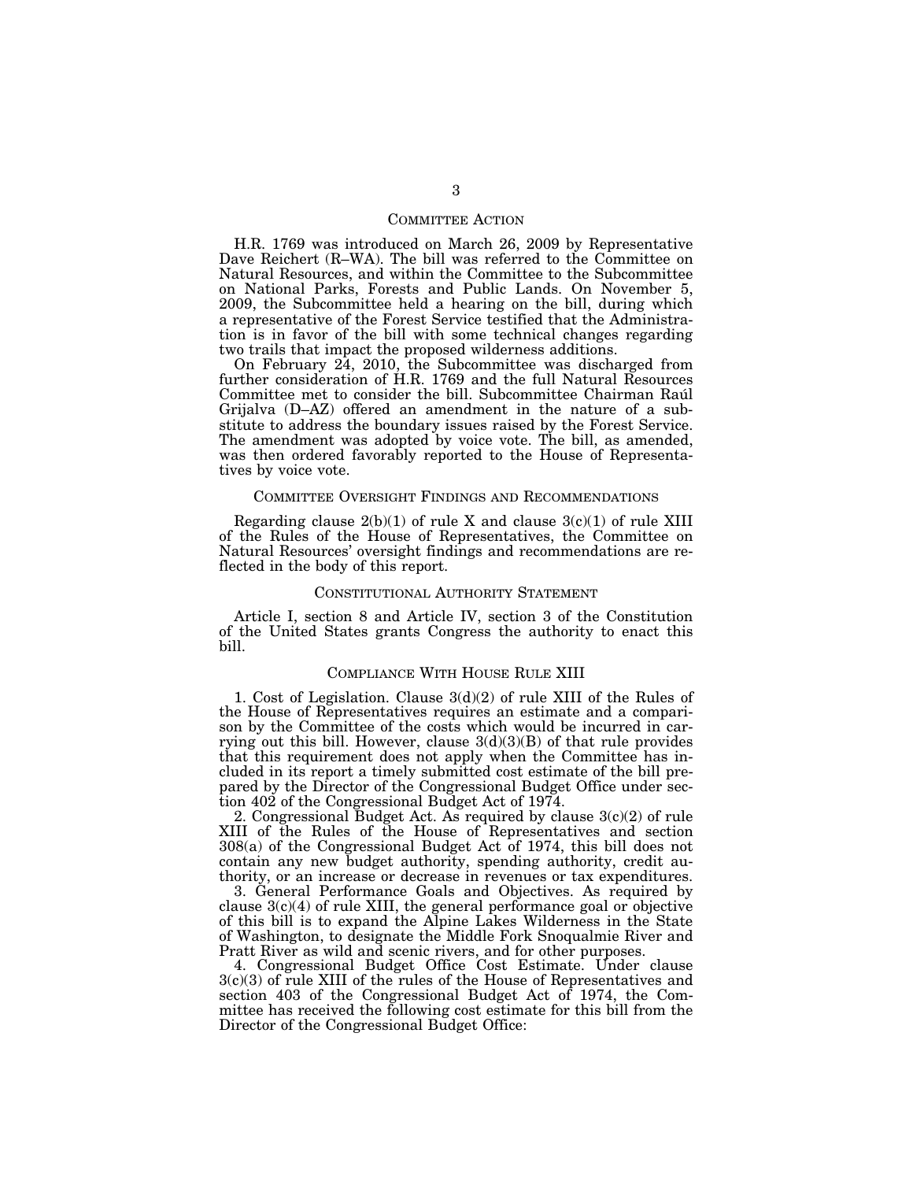## COMMITTEE ACTION

H.R. 1769 was introduced on March 26, 2009 by Representative Dave Reichert (R–WA). The bill was referred to the Committee on Natural Resources, and within the Committee to the Subcommittee on National Parks, Forests and Public Lands. On November 5, 2009, the Subcommittee held a hearing on the bill, during which a representative of the Forest Service testified that the Administration is in favor of the bill with some technical changes regarding two trails that impact the proposed wilderness additions.

On February 24, 2010, the Subcommittee was discharged from further consideration of H.R. 1769 and the full Natural Resources Committee met to consider the bill. Subcommittee Chairman Raúl Grijalva (D–AZ) offered an amendment in the nature of a substitute to address the boundary issues raised by the Forest Service. The amendment was adopted by voice vote. The bill, as amended, was then ordered favorably reported to the House of Representatives by voice vote.

## COMMITTEE OVERSIGHT FINDINGS AND RECOMMENDATIONS

Regarding clause 2(b)(1) of rule X and clause 3(c)(1) of rule XIII of the Rules of the House of Representatives, the Committee on Natural Resources' oversight findings and recommendations are reflected in the body of this report.

## CONSTITUTIONAL AUTHORITY STATEMENT

Article I, section 8 and Article IV, section 3 of the Constitution of the United States grants Congress the authority to enact this bill.

## COMPLIANCE WITH HOUSE RULE XIII

1. Cost of Legislation. Clause 3(d)(2) of rule XIII of the Rules of the House of Representatives requires an estimate and a comparison by the Committee of the costs which would be incurred in carrying out this bill. However, clause 3(d)(3)(B) of that rule provides that this requirement does not apply when the Committee has included in its report a timely submitted cost estimate of the bill prepared by the Director of the Congressional Budget Office under section 402 of the Congressional Budget Act of 1974.

2. Congressional Budget Act. As required by clause 3(c)(2) of rule XIII of the Rules of the House of Representatives and section 308(a) of the Congressional Budget Act of 1974, this bill does not contain any new budget authority, spending authority, credit authority, or an increase or decrease in revenues or tax expenditures.

3. General Performance Goals and Objectives. As required by clause 3(c)(4) of rule XIII, the general performance goal or objective of this bill is to expand the Alpine Lakes Wilderness in the State of Washington, to designate the Middle Fork Snoqualmie River and Pratt River as wild and scenic rivers, and for other purposes.

4. Congressional Budget Office Cost Estimate. Under clause 3(c)(3) of rule XIII of the rules of the House of Representatives and section 403 of the Congressional Budget Act of 1974, the Committee has received the following cost estimate for this bill from the Director of the Congressional Budget Office: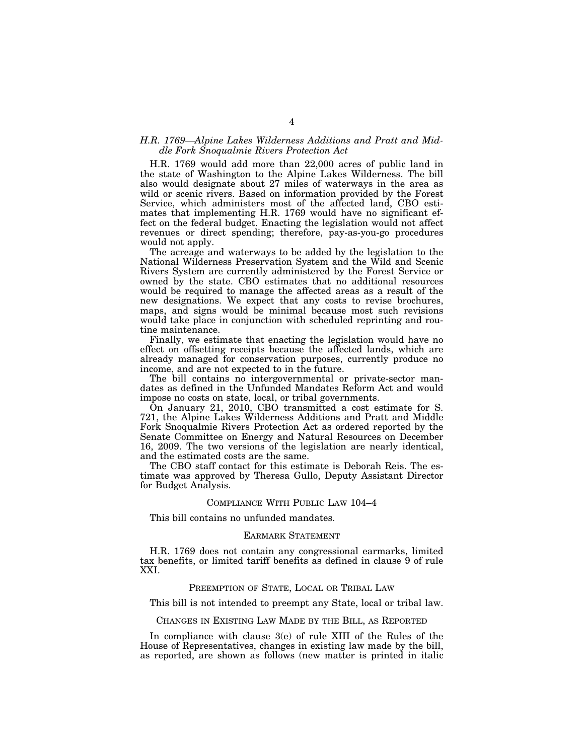*H.R. 1769—Alpine Lakes Wilderness Additions and Pratt and Middle Fork Snoqualmie Rivers Protection Act*

H.R. 1769 would add more than 22,000 acres of public land in the state of Washington to the Alpine Lakes Wilderness. The bill also would designate about 27 miles of waterways in the area as wild or scenic rivers. Based on information provided by the Forest Service, which administers most of the affected land, CBO estimates that implementing H.R. 1769 would have no significant effect on the federal budget. Enacting the legislation would not affect revenues or direct spending; therefore, pay-as-you-go procedures would not apply.

The acreage and waterways to be added by the legislation to the National Wilderness Preservation System and the Wild and Scenic Rivers System are currently administered by the Forest Service or owned by the state. CBO estimates that no additional resources would be required to manage the affected areas as a result of the new designations. We expect that any costs to revise brochures, maps, and signs would be minimal because most such revisions would take place in conjunction with scheduled reprinting and routine maintenance.

Finally, we estimate that enacting the legislation would have no effect on offsetting receipts because the affected lands, which are already managed for conservation purposes, currently produce no income, and are not expected to in the future.

The bill contains no intergovernmental or private-sector mandates as defined in the Unfunded Mandates Reform Act and would impose no costs on state, local, or tribal governments.

On January 21, 2010, CBO transmitted a cost estimate for S. 721, the Alpine Lakes Wilderness Additions and Pratt and Middle Fork Snoqualmie Rivers Protection Act as ordered reported by the Senate Committee on Energy and Natural Resources on December 16, 2009. The two versions of the legislation are nearly identical, and the estimated costs are the same.

The CBO staff contact for this estimate is Deborah Reis. The estimate was approved by Theresa Gullo, Deputy Assistant Director for Budget Analysis.

## COMPLIANCE WITH PUBLIC LAW 104–4

This bill contains no unfunded mandates.

## EARMARK STATEMENT

H.R. 1769 does not contain any congressional earmarks, limited tax benefits, or limited tariff benefits as defined in clause 9 of rule XXI.

## PREEMPTION OF STATE, LOCAL OR TRIBAL LAW

This bill is not intended to preempt any State, local or tribal law.

## CHANGES IN EXISTING LAW MADE BY THE BILL, AS REPORTED

In compliance with clause 3(e) of rule XIII of the Rules of the House of Representatives, changes in existing law made by the bill, as reported, are shown as follows (new matter is printed in italic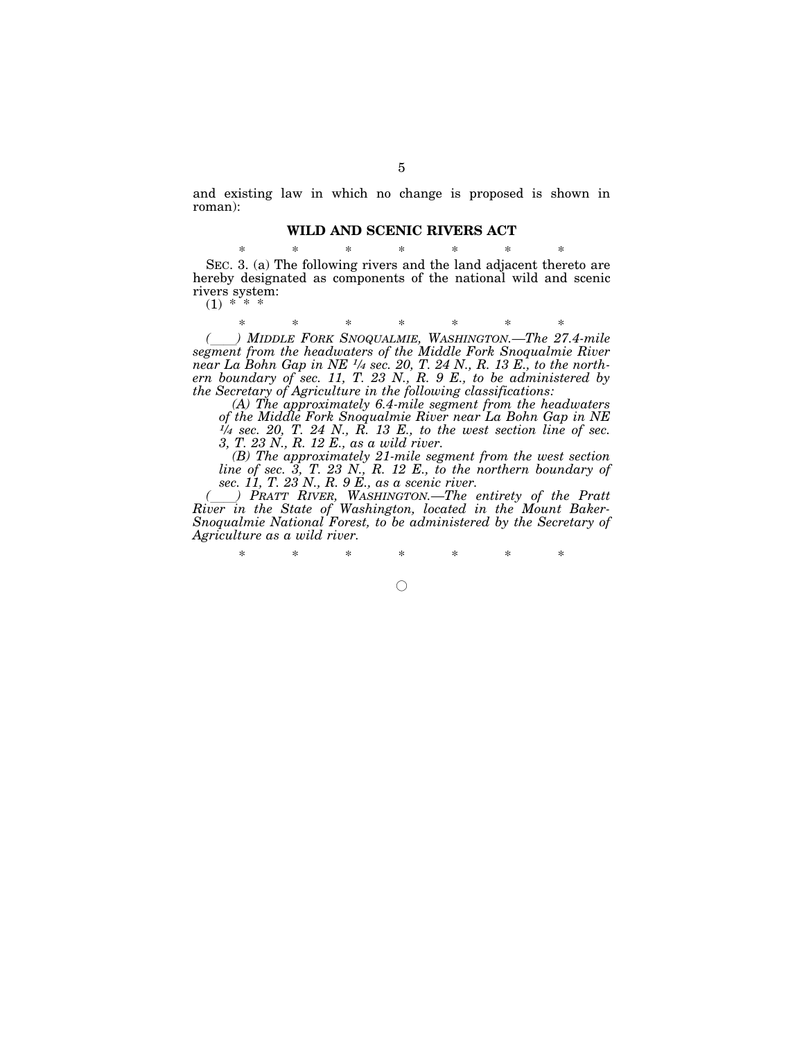and existing law in which no change is proposed is shown in roman):

## WILD AND SCENIC RIVERS ACT

\* \* \* \* \* \* \*

SEC. 3. (a) The following rivers and the land adjacent thereto are hereby designated as components of the national wild and scenic rivers system:

(1) \* \* \*

\* \* \* \* \* \* \*

*(\_\_\_\_) MIDDLE FORK SNOQUALMIE, WASHINGTON.—The 27.4-mile segment from the headwaters of the Middle Fork Snoqualmie River near La Bohn Gap in NE 1/4 sec. 20, T. 24 N., R. 13 E., to the northern boundary of sec. 11, T. 23 N., R. 9 E., to be administered by the Secretary of Agriculture in the following classifications:*

*(A) The approximately 6.4-mile segment from the headwaters of the Middle Fork Snoqualmie River near La Bohn Gap in NE 1/4 sec. 20, T. 24 N., R. 13 E., to the west section line of sec. 3, T. 23 N., R. 12 E., as a wild river.*

*(B) The approximately 21-mile segment from the west section line of sec. 3, T. 23 N., R. 12 E., to the northern boundary of sec. 11, T. 23 N., R. 9 E., as a scenic river.*

*(\_\_\_\_) PRATT RIVER, WASHINGTON.—The entirety of the Pratt River in the State of Washington, located in the Mount Baker-Snoqualmie National Forest, to be administered by the Secretary of Agriculture as a wild river.*

\* \* \* \* \* \* \*